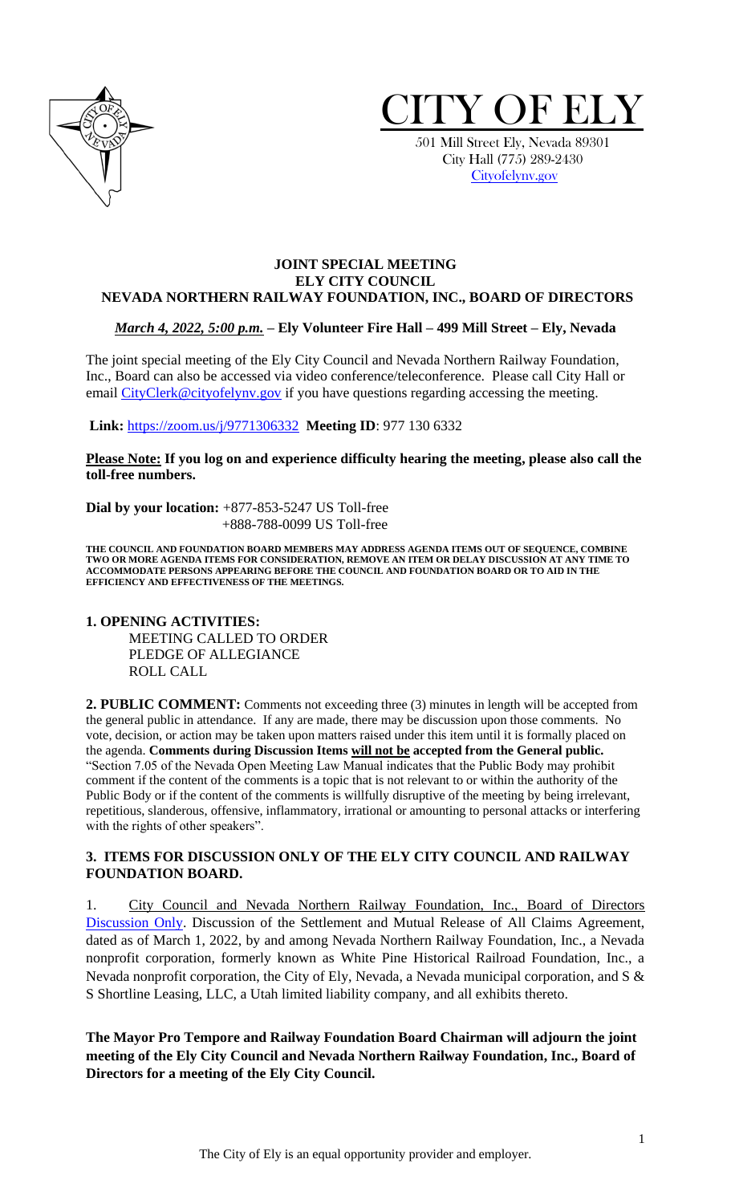# CITY OF ELY

501 Mill Street Ely, Nevada 89301
City Hall (775) 289-2430
Cityofelynv.gov

**JOINT SPECIAL MEETING**
**ELY CITY COUNCIL**
**NEVADA NORTHERN RAILWAY FOUNDATION, INC., BOARD OF DIRECTORS**

***March 4, 2022, 5:00 p.m.* – Ely Volunteer Fire Hall – 499 Mill Street – Ely, Nevada**

The joint special meeting of the Ely City Council and Nevada Northern Railway Foundation, Inc., Board can also be accessed via video conference/teleconference. Please call City Hall or email CityClerk@cityofelynv.gov if you have questions regarding accessing the meeting.

**Link:** https://zoom.us/j/9771306332 **Meeting ID**: 977 130 6332

**Please Note: If you log on and experience difficulty hearing the meeting, please also call the toll-free numbers.**

**Dial by your location:** +877-853-5247 US Toll-free
+888-788-0099 US Toll-free

**THE COUNCIL AND FOUNDATION BOARD MEMBERS MAY ADDRESS AGENDA ITEMS OUT OF SEQUENCE, COMBINE TWO OR MORE AGENDA ITEMS FOR CONSIDERATION, REMOVE AN ITEM OR DELAY DISCUSSION AT ANY TIME TO ACCOMMODATE PERSONS APPEARING BEFORE THE COUNCIL AND FOUNDATION BOARD OR TO AID IN THE EFFICIENCY AND EFFECTIVENESS OF THE MEETINGS.**

**1. OPENING ACTIVITIES:**
MEETING CALLED TO ORDER
PLEDGE OF ALLEGIANCE
ROLL CALL

**2. PUBLIC COMMENT:** Comments not exceeding three (3) minutes in length will be accepted from the general public in attendance. If any are made, there may be discussion upon those comments. No vote, decision, or action may be taken upon matters raised under this item until it is formally placed on the agenda. **Comments during Discussion Items will not be accepted from the General public.** "Section 7.05 of the Nevada Open Meeting Law Manual indicates that the Public Body may prohibit comment if the content of the comments is a topic that is not relevant to or within the authority of the Public Body or if the content of the comments is willfully disruptive of the meeting by being irrelevant, repetitious, slanderous, offensive, inflammatory, irrational or amounting to personal attacks or interfering with the rights of other speakers".

**3. ITEMS FOR DISCUSSION ONLY OF THE ELY CITY COUNCIL AND RAILWAY FOUNDATION BOARD.**

1. City Council and Nevada Northern Railway Foundation, Inc., Board of Directors Discussion Only. Discussion of the Settlement and Mutual Release of All Claims Agreement, dated as of March 1, 2022, by and among Nevada Northern Railway Foundation, Inc., a Nevada nonprofit corporation, formerly known as White Pine Historical Railroad Foundation, Inc., a Nevada nonprofit corporation, the City of Ely, Nevada, a Nevada municipal corporation, and S & S Shortline Leasing, LLC, a Utah limited liability company, and all exhibits thereto.

**The Mayor Pro Tempore and Railway Foundation Board Chairman will adjourn the joint meeting of the Ely City Council and Nevada Northern Railway Foundation, Inc., Board of Directors for a meeting of the Ely City Council.**

The City of Ely is an equal opportunity provider and employer.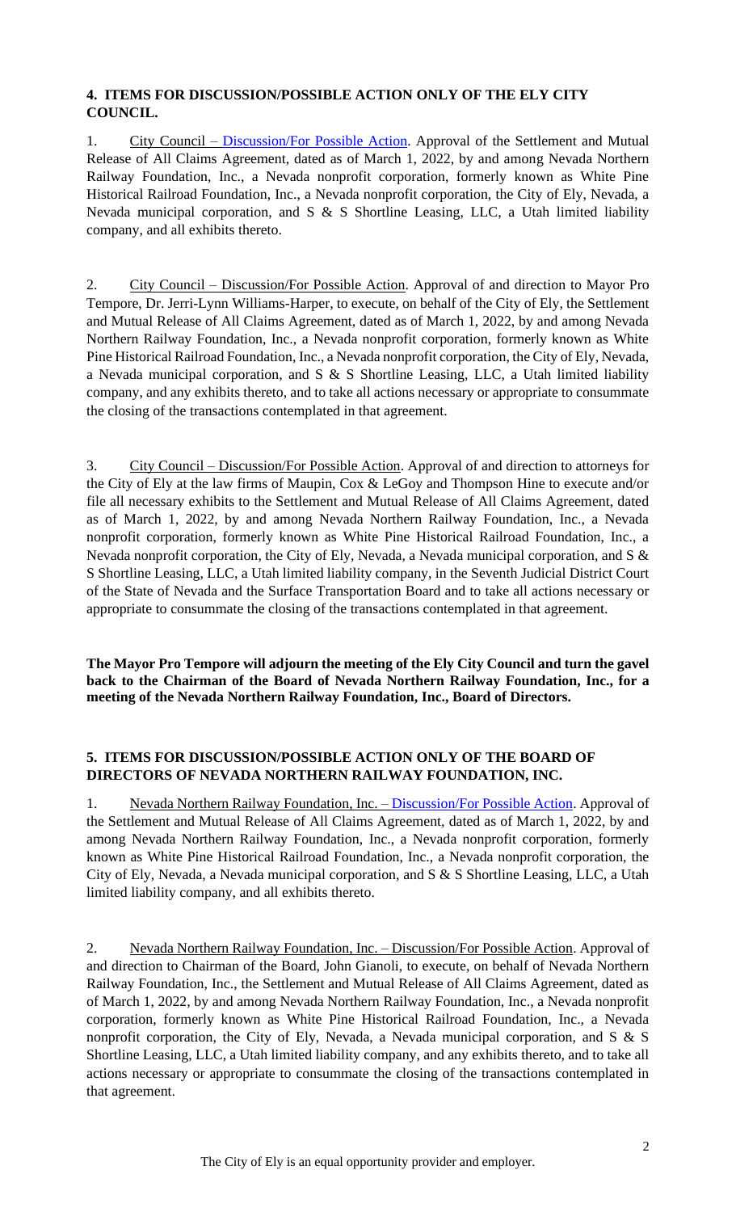## 4. ITEMS FOR DISCUSSION/POSSIBLE ACTION ONLY OF THE ELY CITY COUNCIL.

1. City Council – Discussion/For Possible Action. Approval of the Settlement and Mutual Release of All Claims Agreement, dated as of March 1, 2022, by and among Nevada Northern Railway Foundation, Inc., a Nevada nonprofit corporation, formerly known as White Pine Historical Railroad Foundation, Inc., a Nevada nonprofit corporation, the City of Ely, Nevada, a Nevada municipal corporation, and S & S Shortline Leasing, LLC, a Utah limited liability company, and all exhibits thereto.

2. City Council – Discussion/For Possible Action. Approval of and direction to Mayor Pro Tempore, Dr. Jerri-Lynn Williams-Harper, to execute, on behalf of the City of Ely, the Settlement and Mutual Release of All Claims Agreement, dated as of March 1, 2022, by and among Nevada Northern Railway Foundation, Inc., a Nevada nonprofit corporation, formerly known as White Pine Historical Railroad Foundation, Inc., a Nevada nonprofit corporation, the City of Ely, Nevada, a Nevada municipal corporation, and S & S Shortline Leasing, LLC, a Utah limited liability company, and any exhibits thereto, and to take all actions necessary or appropriate to consummate the closing of the transactions contemplated in that agreement.

3. City Council – Discussion/For Possible Action. Approval of and direction to attorneys for the City of Ely at the law firms of Maupin, Cox & LeGoy and Thompson Hine to execute and/or file all necessary exhibits to the Settlement and Mutual Release of All Claims Agreement, dated as of March 1, 2022, by and among Nevada Northern Railway Foundation, Inc., a Nevada nonprofit corporation, formerly known as White Pine Historical Railroad Foundation, Inc., a Nevada nonprofit corporation, the City of Ely, Nevada, a Nevada municipal corporation, and S & S Shortline Leasing, LLC, a Utah limited liability company, in the Seventh Judicial District Court of the State of Nevada and the Surface Transportation Board and to take all actions necessary or appropriate to consummate the closing of the transactions contemplated in that agreement.

**The Mayor Pro Tempore will adjourn the meeting of the Ely City Council and turn the gavel back to the Chairman of the Board of Nevada Northern Railway Foundation, Inc., for a meeting of the Nevada Northern Railway Foundation, Inc., Board of Directors.**

## 5. ITEMS FOR DISCUSSION/POSSIBLE ACTION ONLY OF THE BOARD OF DIRECTORS OF NEVADA NORTHERN RAILWAY FOUNDATION, INC.

1. Nevada Northern Railway Foundation, Inc. – Discussion/For Possible Action. Approval of the Settlement and Mutual Release of All Claims Agreement, dated as of March 1, 2022, by and among Nevada Northern Railway Foundation, Inc., a Nevada nonprofit corporation, formerly known as White Pine Historical Railroad Foundation, Inc., a Nevada nonprofit corporation, the City of Ely, Nevada, a Nevada municipal corporation, and S & S Shortline Leasing, LLC, a Utah limited liability company, and all exhibits thereto.

2. Nevada Northern Railway Foundation, Inc. – Discussion/For Possible Action. Approval of and direction to Chairman of the Board, John Gianoli, to execute, on behalf of Nevada Northern Railway Foundation, Inc., the Settlement and Mutual Release of All Claims Agreement, dated as of March 1, 2022, by and among Nevada Northern Railway Foundation, Inc., a Nevada nonprofit corporation, formerly known as White Pine Historical Railroad Foundation, Inc., a Nevada nonprofit corporation, the City of Ely, Nevada, a Nevada municipal corporation, and S & S Shortline Leasing, LLC, a Utah limited liability company, and any exhibits thereto, and to take all actions necessary or appropriate to consummate the closing of the transactions contemplated in that agreement.

The City of Ely is an equal opportunity provider and employer.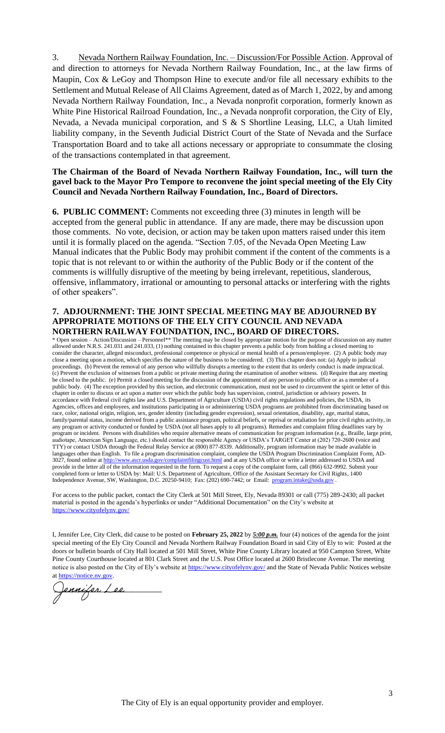3. Nevada Northern Railway Foundation, Inc. – Discussion/For Possible Action. Approval of and direction to attorneys for Nevada Northern Railway Foundation, Inc., at the law firms of Maupin, Cox & LeGoy and Thompson Hine to execute and/or file all necessary exhibits to the Settlement and Mutual Release of All Claims Agreement, dated as of March 1, 2022, by and among Nevada Northern Railway Foundation, Inc., a Nevada nonprofit corporation, formerly known as White Pine Historical Railroad Foundation, Inc., a Nevada nonprofit corporation, the City of Ely, Nevada, a Nevada municipal corporation, and S & S Shortline Leasing, LLC, a Utah limited liability company, in the Seventh Judicial District Court of the State of Nevada and the Surface Transportation Board and to take all actions necessary or appropriate to consummate the closing of the transactions contemplated in that agreement.

**The Chairman of the Board of Nevada Northern Railway Foundation, Inc., will turn the gavel back to the Mayor Pro Tempore to reconvene the joint special meeting of the Ely City Council and Nevada Northern Railway Foundation, Inc., Board of Directors.**

**6. PUBLIC COMMENT:** Comments not exceeding three (3) minutes in length will be accepted from the general public in attendance. If any are made, there may be discussion upon those comments. No vote, decision, or action may be taken upon matters raised under this item until it is formally placed on the agenda. "Section 7.05, of the Nevada Open Meeting Law Manual indicates that the Public Body may prohibit comment if the content of the comments is a topic that is not relevant to or within the authority of the Public Body or if the content of the comments is willfully disruptive of the meeting by being irrelevant, repetitious, slanderous, offensive, inflammatory, irrational or amounting to personal attacks or interfering with the rights of other speakers".

**7. ADJOURNMENT: THE JOINT SPECIAL MEETING MAY BE ADJOURNED BY APPROPRIATE MOTIONS OF THE ELY CITY COUNCIL AND NEVADA NORTHERN RAILWAY FOUNDATION, INC., BOARD OF DIRECTORS.**

* Open session – Action/Discussion – Personnel** The meeting may be closed by appropriate motion for the purpose of discussion on any matter allowed under N.R.S. 241.031 and 241.033, (1) nothing contained in this chapter prevents a public body from holding a closed meeting to consider the character, alleged misconduct, professional competence or physical or mental health of a person/employee. (2) A public body may close a meeting upon a motion, which specifies the nature of the business to be considered. (3) This chapter does not: (a) Apply to judicial proceedings. (b) Prevent the removal of any person who willfully disrupts a meeting to the extent that its orderly conduct is made impractical. (c) Prevent the exclusion of witnesses from a public or private meeting during the examination of another witness. (d) Require that any meeting be closed to the public. (e) Permit a closed meeting for the discussion of the appointment of any person to public office or as a member of a public body. (4) The exception provided by this section, and electronic communication, must not be used to circumvent the spirit or letter of this chapter in order to discuss or act upon a matter over which the public body has supervision, control, jurisdiction or advisory powers. In accordance with Federal civil rights law and U.S. Department of Agriculture (USDA) civil rights regulations and policies, the USDA, its Agencies, offices and employees, and institutions participating in or administering USDA programs are prohibited from discriminating based on race, color, national origin, religion, sex, gender identity (including gender expression), sexual orientation, disability, age, marital status, family/parental status, income derived from a public assistance program, political beliefs, or reprisal or retaliation for prior civil rights activity, in any program or activity conducted or funded by USDA (not all bases apply to all programs). Remedies and complaint filing deadlines vary by program or incident. Persons with disabilities who require alternative means of communication for program information (e.g., Braille, large print, audiotape, American Sign Language, etc.) should contact the responsible Agency or USDA's TARGET Center at (202) 720-2600 (voice and TTY) or contact USDA through the Federal Relay Service at (800) 877-8339. Additionally, program information may be made available in languages other than English. To file a program discrimination complaint, complete the USDA Program Discrimination Complaint Form, AD-3027, found online at http://www.ascr.usda.gov/complaintfilingcust.html and at any USDA office or write a letter addressed to USDA and provide in the letter all of the information requested in the form. To request a copy of the complaint form, call (866) 632-9992. Submit your completed form or letter to USDA by: Mail: U.S. Department of Agriculture, Office of the Assistant Secretary for Civil Rights, 1400 Independence Avenue, SW, Washington, D.C. 20250-9410; Fax: (202) 690-7442; or Email: program.intake@usda.gov .

For access to the public packet, contact the City Clerk at 501 Mill Street, Ely, Nevada 89301 or call (775) 289-2430; all packet material is posted in the agenda's hyperlinks or under "Additional Documentation" on the City's website at https://www.cityofelynv.gov/

I, Jennifer Lee, City Clerk, did cause to be posted on **February 25, 2022** by ***5:00 p.m.*** four (4) notices of the agenda for the joint special meeting of the Ely City Council and Nevada Northern Railway Foundation Board in said City of Ely to wit: Posted at the doors or bulletin boards of City Hall located at 501 Mill Street, White Pine County Library located at 950 Campton Street, White Pine County Courthouse located at 801 Clark Street and the U.S. Post Office located at 2600 Bristlecone Avenue. The meeting notice is also posted on the City of Ely's website at https://www.cityofelynv.gov/ and the State of Nevada Public Notices website at https://notice.nv.gov.

*Jennifer Lee*

The City of Ely is an equal opportunity provider and employer.